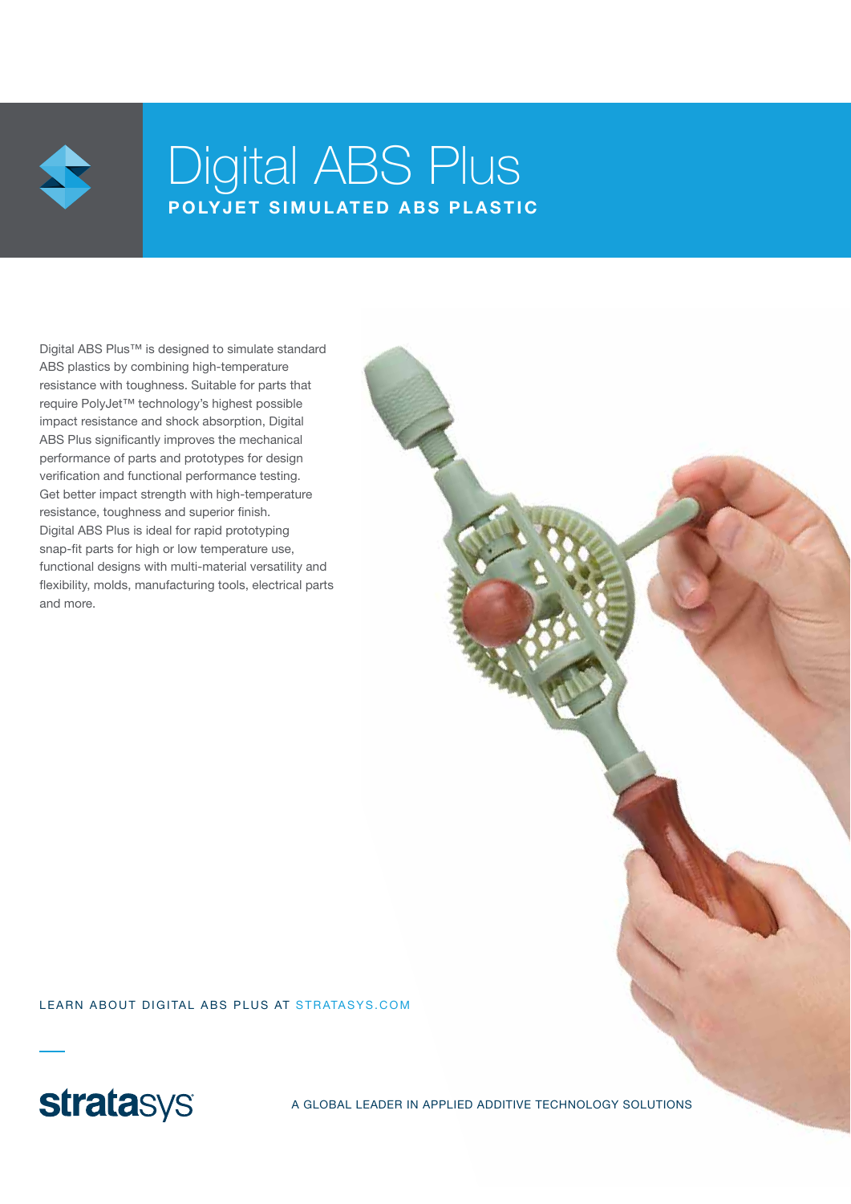# Digital ABS Plus

## POLYJET SIMULATED ABS PLASTIC

Digital ABS Plus™ is designed to simulate standard ABS plastics by combining high-temperature resistance with toughness. Suitable for parts that require PolyJet™ technology's highest possible impact resistance and shock absorption, Digital ABS Plus significantly improves the mechanical performance of parts and prototypes for design verification and functional performance testing. Get better impact strength with high-temperature resistance, toughness and superior finish. Digital ABS Plus is ideal for rapid prototyping snap-fit parts for high or low temperature use, functional designs with multi-material versatility and flexibility, molds, manufacturing tools, electrical parts and more.

LEARN ABOUT DIGITAL ABS PLUS AT STRATASYS.COM

stratasys

A GLOBAL LEADER IN APPLIED ADDITIVE TECHNOLOGY SOLUTIONS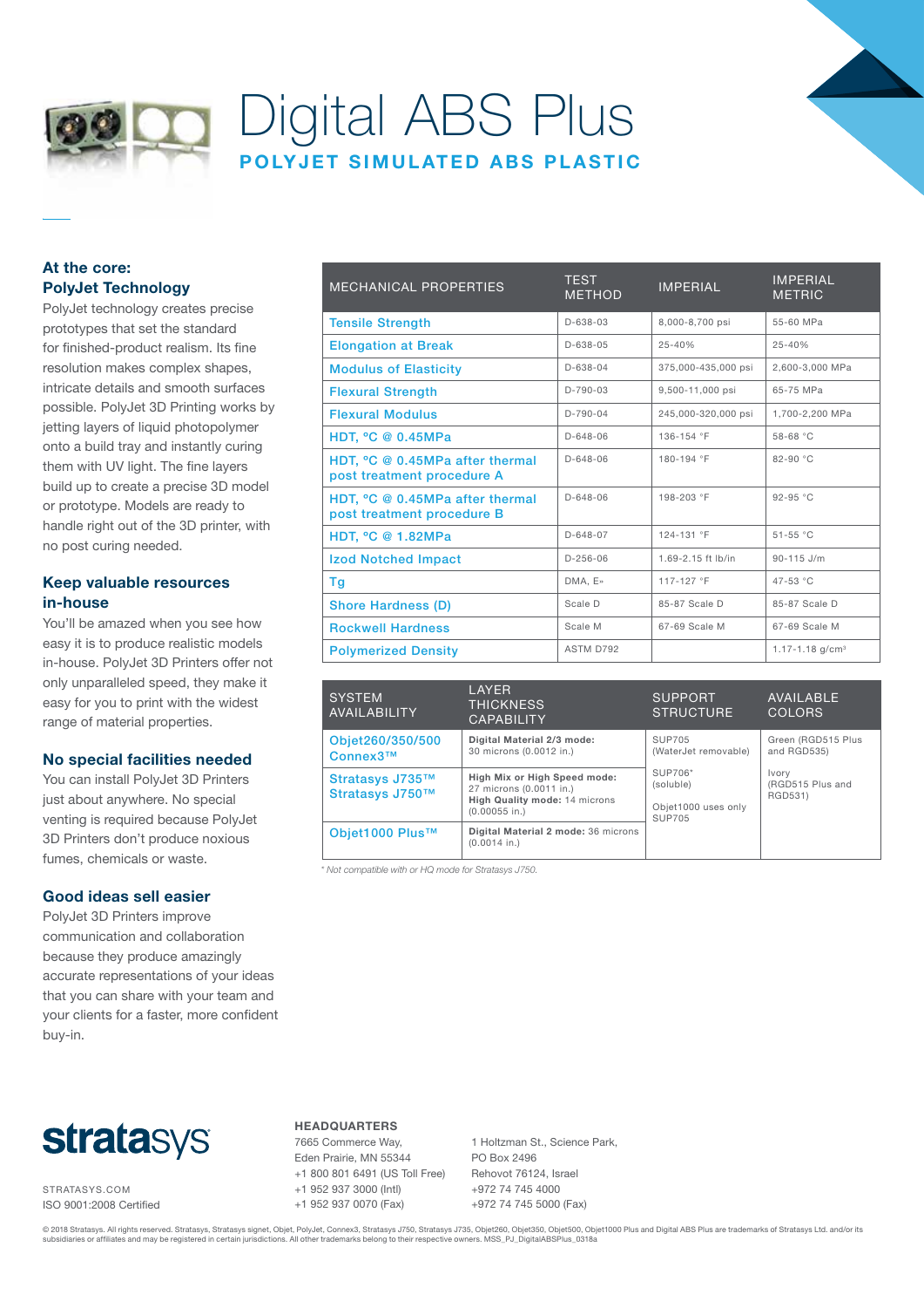# Digital ABS Plus

## POLYJET SIMULATED ABS PLASTIC

### At the core: PolyJet Technology

PolyJet technology creates precise prototypes that set the standard for finished-product realism. Its fine resolution makes complex shapes, intricate details and smooth surfaces possible. PolyJet 3D Printing works by jetting layers of liquid photopolymer onto a build tray and instantly curing them with UV light. The fine layers build up to create a precise 3D model or prototype. Models are ready to handle right out of the 3D printer, with no post curing needed.

### Keep valuable resources in-house

You'll be amazed when you see how easy it is to produce realistic models in-house. PolyJet 3D Printers offer not only unparalleled speed, they make it easy for you to print with the widest range of material properties.

### No special facilities needed

You can install PolyJet 3D Printers just about anywhere. No special venting is required because PolyJet 3D Printers don't produce noxious fumes, chemicals or waste.

### Good ideas sell easier

PolyJet 3D Printers improve communication and collaboration because they produce amazingly accurate representations of your ideas that you can share with your team and your clients for a faster, more confident buy-in.

| MECHANICAL PROPERTIES | TEST METHOD | IMPERIAL | IMPERIAL METRIC |
|---|---|---|---|
| Tensile Strength | D-638-03 | 8,000-8,700 psi | 55-60 MPa |
| Elongation at Break | D-638-05 | 25-40% | 25-40% |
| Modulus of Elasticity | D-638-04 | 375,000-435,000 psi | 2,600-3,000 MPa |
| Flexural Strength | D-790-03 | 9,500-11,000 psi | 65-75 MPa |
| Flexural Modulus | D-790-04 | 245,000-320,000 psi | 1,700-2,200 MPa |
| HDT, °C @ 0.45MPa | D-648-06 | 136-154 °F | 58-68 °C |
| HDT, °C @ 0.45MPa after thermal post treatment procedure A | D-648-06 | 180-194 °F | 82-90 °C |
| HDT, °C @ 0.45MPa after thermal post treatment procedure B | D-648-06 | 198-203 °F | 92-95 °C |
| HDT, °C @ 1.82MPa | D-648-07 | 124-131 °F | 51-55 °C |
| Izod Notched Impact | D-256-06 | 1.69-2.15 ft lb/in | 90-115 J/m |
| Tg | DMA, E» | 117-127 °F | 47-53 °C |
| Shore Hardness (D) | Scale D | 85-87 Scale D | 85-87 Scale D |
| Rockwell Hardness | Scale M | 67-69 Scale M | 67-69 Scale M |
| Polymerized Density | ASTM D792 | | 1.17-1.18 g/cm³ |

| SYSTEM AVAILABILITY | LAYER THICKNESS CAPABILITY | SUPPORT STRUCTURE | AVAILABLE COLORS |
|---|---|---|---|
| Objet260/350/500 Connex3™ | **Digital Material 2/3 mode:** 30 microns (0.0012 in.) | SUP705 (WaterJet removable) | Green (RGD515 Plus and RGD535) |
| Stratasys J735™ Stratasys J750™ | **High Mix or High Speed mode:** 27 microns (0.0011 in.) **High Quality mode:** 14 microns (0.00055 in.) | SUP706* (soluble) | Ivory (RGD515 Plus and RGD531) |
| Objet1000 Plus™ | **Digital Material 2 mode:** 36 microns (0.0014 in.) | Objet1000 uses only SUP705 | |

*Not compatible with or HQ mode for Stratasys J750.*

**stratasys**

STRATASYS.COM
ISO 9001:2008 Certified

**HEADQUARTERS**

7665 Commerce Way,
Eden Prairie, MN 55344
+1 800 801 6491 (US Toll Free)
+1 952 937 3000 (Intl)
+1 952 937 0070 (Fax)

1 Holtzman St., Science Park,
PO Box 2496
Rehovot 76124, Israel
+972 74 745 4000
+972 74 745 5000 (Fax)

© 2018 Stratasys. All rights reserved. Stratasys, Stratasys signet, Objet, PolyJet, Connex3, Stratasys J750, Stratasys J735, Objet260, Objet350, Objet500, Objet1000 Plus and Digital ABS Plus are trademarks of Stratasys Ltd. and/or its subsidiaries or affiliates and may be registered in certain jurisdictions. All other trademarks belong to their respective owners. MSS_PJ_DigitalABSPlus_0318a